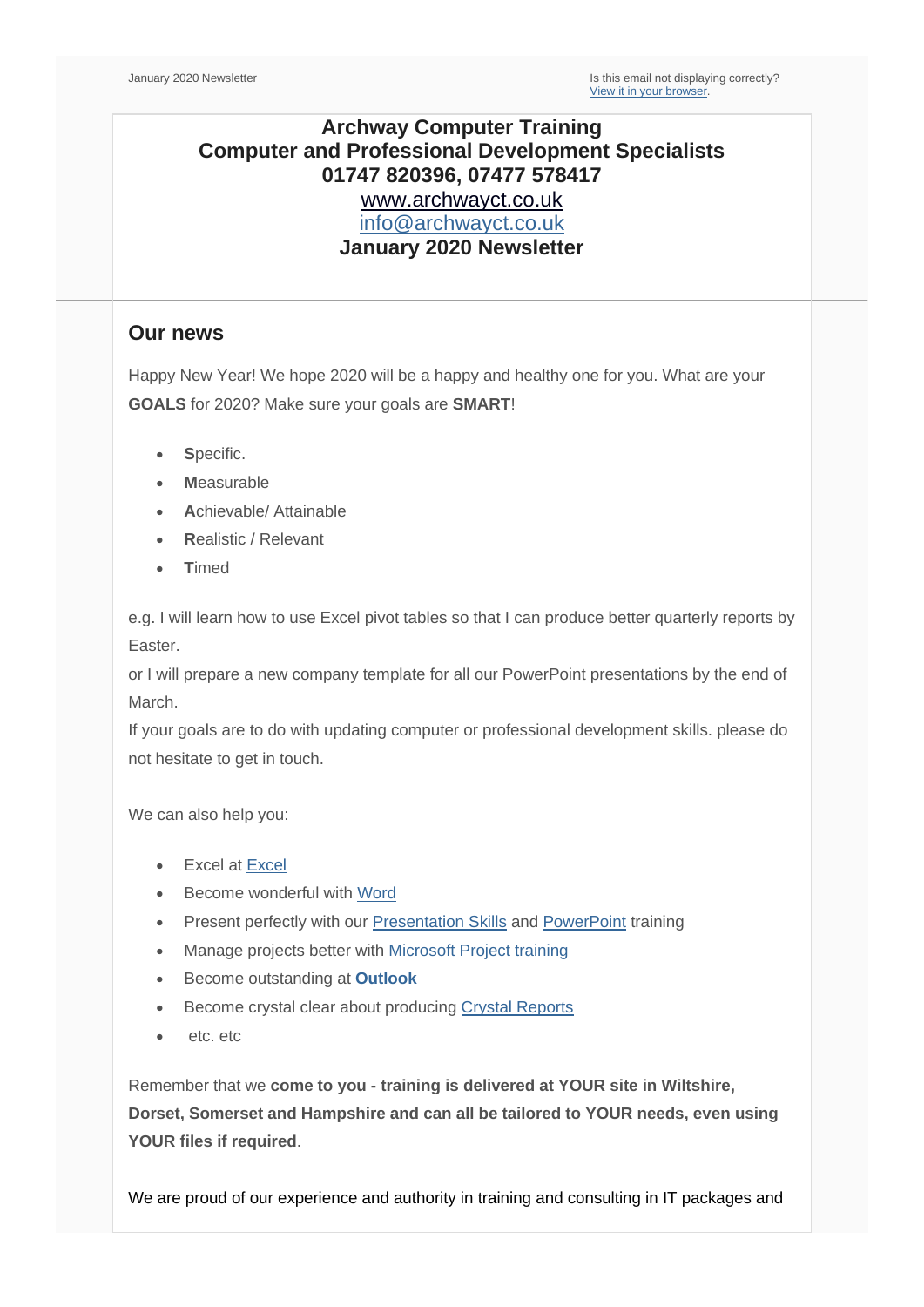January 2020 Newsletter

Is this email not displaying correctly?
View it in your browser.

**Archway Computer Training**
**Computer and Professional Development Specialists**
**01747 820396, 07477 578417**
www.archwayct.co.uk
info@archwayct.co.uk
**January 2020 Newsletter**

## Our news

Happy New Year! We hope 2020 will be a happy and healthy one for you. What are your **GOALS** for 2020? Make sure your goals are **SMART**!

- **S**pecific.
- **M**easurable
- **A**chievable/ Attainable
- **R**ealistic / Relevant
- **T**imed

e.g. I will learn how to use Excel pivot tables so that I can produce better quarterly reports by Easter.
or I will prepare a new company template for all our PowerPoint presentations by the end of March.
If your goals are to do with updating computer or professional development skills. please do not hesitate to get in touch.

We can also help you:

- Excel at Excel
- Become wonderful with Word
- Present perfectly with our Presentation Skills and PowerPoint training
- Manage projects better with Microsoft Project training
- Become outstanding at **Outlook**
- Become crystal clear about producing Crystal Reports
- etc. etc

Remember that we **come to you - training is delivered at YOUR site in Wiltshire, Dorset, Somerset and Hampshire and can all be tailored to YOUR needs, even using YOUR files if required**.

We are proud of our experience and authority in training and consulting in IT packages and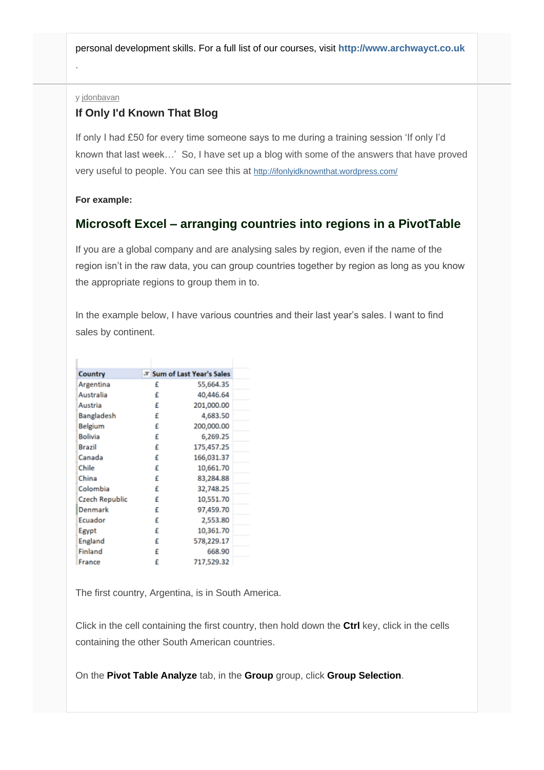personal development skills. For a full list of our courses, visit **http://www.archwayct.co.uk**

.

y jdonbavan

### If Only I'd Known That Blog

If only I had £50 for every time someone says to me during a training session 'If only I'd known that last week…' So, I have set up a blog with some of the answers that have proved very useful to people. You can see this at http://ifonlyidknownthat.wordpress.com/

**For example:**

## Microsoft Excel – arranging countries into regions in a PivotTable

If you are a global company and are analysing sales by region, even if the name of the region isn't in the raw data, you can group countries together by region as long as you know the appropriate regions to group them in to.

In the example below, I have various countries and their last year's sales. I want to find sales by continent.

| Country | Sum of Last Year's Sales |
|---|---|
| Argentina | £ 55,664.35 |
| Australia | £ 40,446.64 |
| Austria | £ 201,000.00 |
| Bangladesh | £ 4,683.50 |
| Belgium | £ 200,000.00 |
| Bolivia | £ 6,269.25 |
| Brazil | £ 175,457.25 |
| Canada | £ 166,031.37 |
| Chile | £ 10,661.70 |
| China | £ 83,284.88 |
| Colombia | £ 32,748.25 |
| Czech Republic | £ 10,551.70 |
| Denmark | £ 97,459.70 |
| Ecuador | £ 2,553.80 |
| Egypt | £ 10,361.70 |
| England | £ 578,229.17 |
| Finland | £ 668.90 |
| France | £ 717,529.32 |

The first country, Argentina, is in South America.

Click in the cell containing the first country, then hold down the **Ctrl** key, click in the cells containing the other South American countries.

On the **Pivot Table Analyze** tab, in the **Group** group, click **Group Selection**.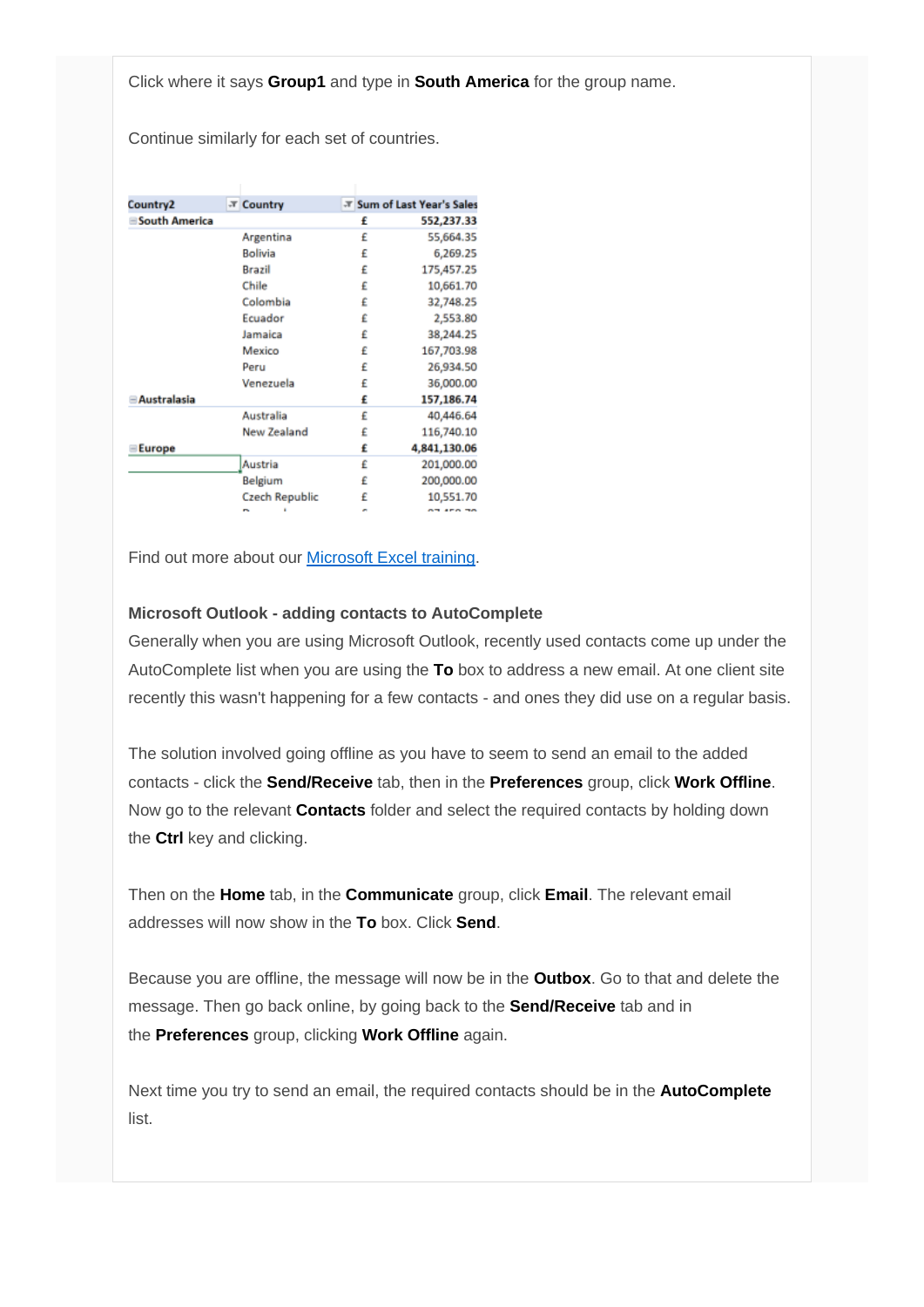Click where it says **Group1** and type in **South America** for the group name.

Continue similarly for each set of countries.

| Country2 | Country | Sum of Last Year's Sales | |
|---|---|---|---|
| South America | | £ | 552,237.33 |
| | Argentina | £ | 55,664.35 |
| | Bolivia | £ | 6,269.25 |
| | Brazil | £ | 175,457.25 |
| | Chile | £ | 10,661.70 |
| | Colombia | £ | 32,748.25 |
| | Ecuador | £ | 2,553.80 |
| | Jamaica | £ | 38,244.25 |
| | Mexico | £ | 167,703.98 |
| | Peru | £ | 26,934.50 |
| | Venezuela | £ | 36,000.00 |
| Australasia | | £ | 157,186.74 |
| | Australia | £ | 40,446.64 |
| | New Zealand | £ | 116,740.10 |
| Europe | | £ | 4,841,130.06 |
| | Austria | £ | 201,000.00 |
| | Belgium | £ | 200,000.00 |
| | Czech Republic | £ | 10,551.70 |

Find out more about our [Microsoft Excel training](#).

**Microsoft Outlook - adding contacts to AutoComplete**

Generally when you are using Microsoft Outlook, recently used contacts come up under the AutoComplete list when you are using the **To** box to address a new email. At one client site recently this wasn't happening for a few contacts - and ones they did use on a regular basis.

The solution involved going offline as you have to seem to send an email to the added contacts - click the **Send/Receive** tab, then in the **Preferences** group, click **Work Offline**. Now go to the relevant **Contacts** folder and select the required contacts by holding down the **Ctrl** key and clicking.

Then on the **Home** tab, in the **Communicate** group, click **Email**. The relevant email addresses will now show in the **To** box. Click **Send**.

Because you are offline, the message will now be in the **Outbox**. Go to that and delete the message. Then go back online, by going back to the **Send/Receive** tab and in the **Preferences** group, clicking **Work Offline** again.

Next time you try to send an email, the required contacts should be in the **AutoComplete** list.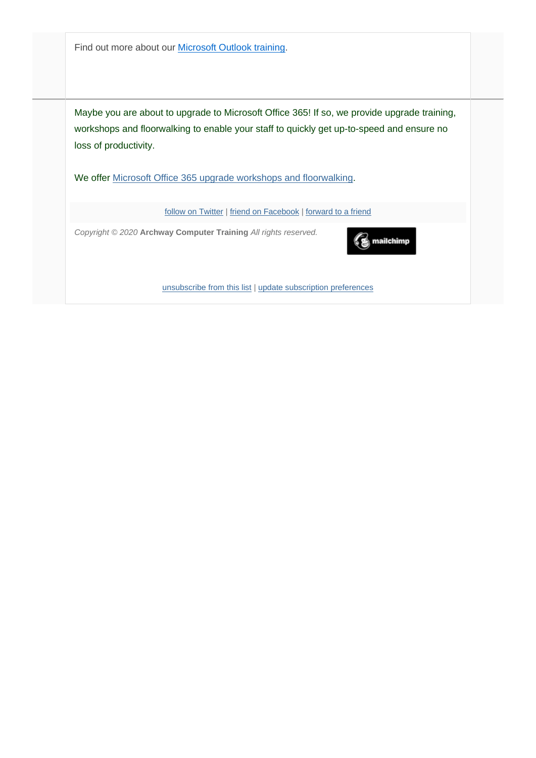Find out more about our Microsoft Outlook training.

Maybe you are about to upgrade to Microsoft Office 365! If so, we provide upgrade training, workshops and floorwalking to enable your staff to quickly get up-to-speed and ensure no loss of productivity.

We offer Microsoft Office 365 upgrade workshops and floorwalking.

follow on Twitter | friend on Facebook | forward to a friend

*Copyright © 2020* **Archway Computer Training** *All rights reserved.*

unsubscribe from this list | update subscription preferences